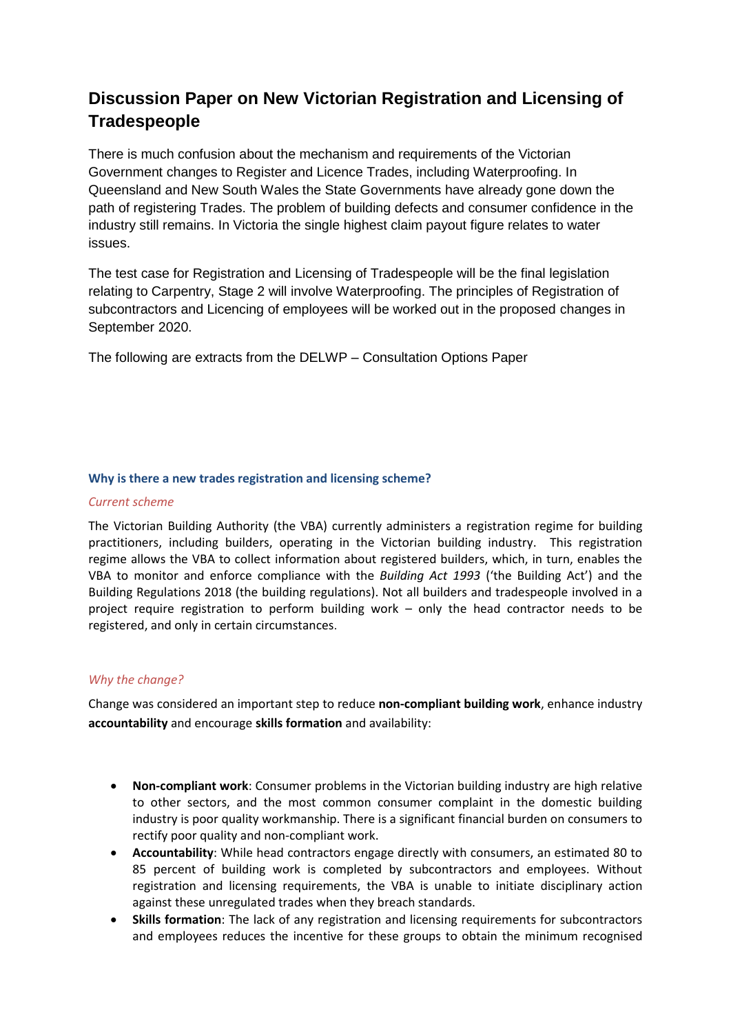# Discussion Paper on New Victorian Registration and Licensing of Tradespeople

There is much confusion about the mechanism and requirements of the Victorian Government changes to Register and Licence Trades, including Waterproofing. In Queensland and New South Wales the State Governments have already gone down the path of registering Trades. The problem of building defects and consumer confidence in the industry still remains. In Victoria the single highest claim payout figure relates to water issues.

The test case for Registration and Licensing of Tradespeople will be the final legislation relating to Carpentry, Stage 2 will involve Waterproofing. The principles of Registration of subcontractors and Licencing of employees will be worked out in the proposed changes in September 2020.

The following are extracts from the DELWP – Consultation Options Paper

### Why is there a new trades registration and licensing scheme?

*Current scheme*

The Victorian Building Authority (the VBA) currently administers a registration regime for building practitioners, including builders, operating in the Victorian building industry. This registration regime allows the VBA to collect information about registered builders, which, in turn, enables the VBA to monitor and enforce compliance with the *Building Act 1993* ('the Building Act') and the Building Regulations 2018 (the building regulations). Not all builders and tradespeople involved in a project require registration to perform building work – only the head contractor needs to be registered, and only in certain circumstances.

*Why the change?*

Change was considered an important step to reduce **non-compliant building work**, enhance industry **accountability** and encourage **skills formation** and availability:

- **Non-compliant work**: Consumer problems in the Victorian building industry are high relative to other sectors, and the most common consumer complaint in the domestic building industry is poor quality workmanship. There is a significant financial burden on consumers to rectify poor quality and non-compliant work.
- **Accountability**: While head contractors engage directly with consumers, an estimated 80 to 85 percent of building work is completed by subcontractors and employees. Without registration and licensing requirements, the VBA is unable to initiate disciplinary action against these unregulated trades when they breach standards.
- **Skills formation**: The lack of any registration and licensing requirements for subcontractors and employees reduces the incentive for these groups to obtain the minimum recognised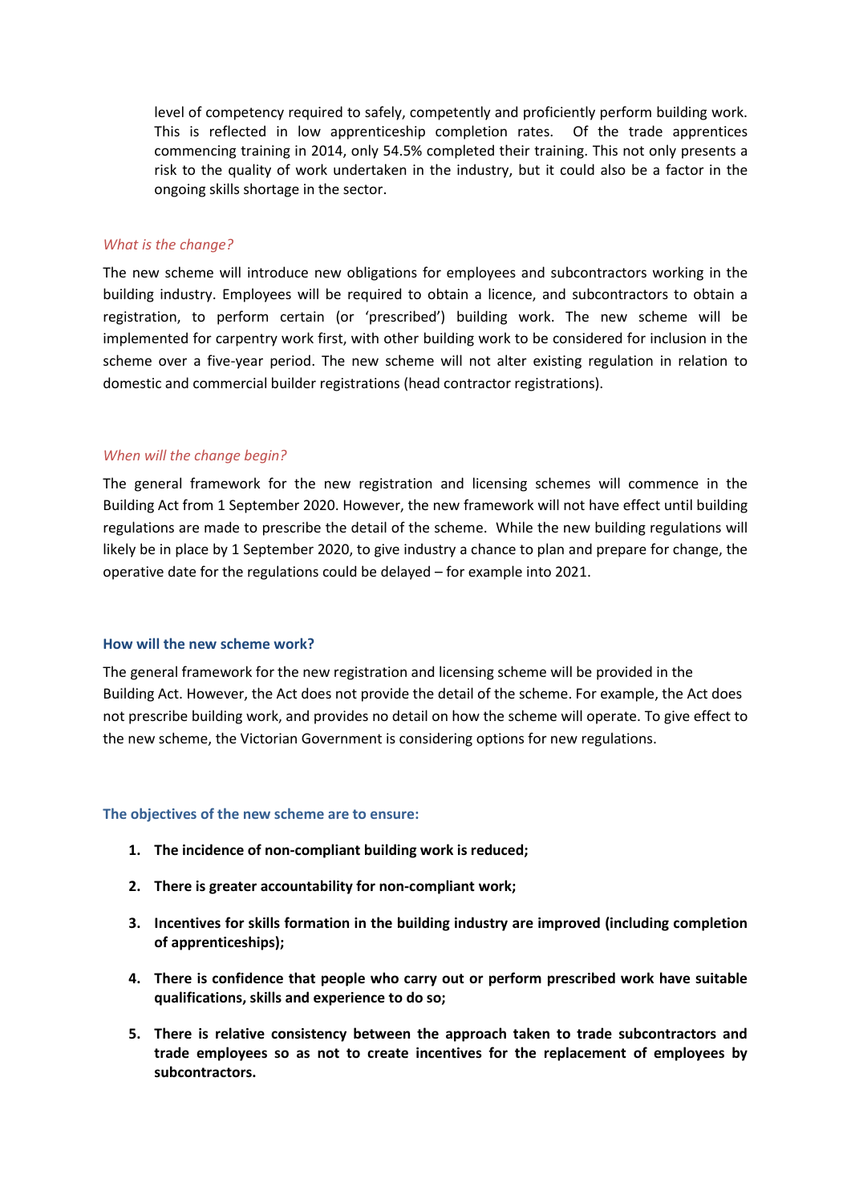level of competency required to safely, competently and proficiently perform building work. This is reflected in low apprenticeship completion rates. Of the trade apprentices commencing training in 2014, only 54.5% completed their training. This not only presents a risk to the quality of work undertaken in the industry, but it could also be a factor in the ongoing skills shortage in the sector.

*What is the change?*

The new scheme will introduce new obligations for employees and subcontractors working in the building industry. Employees will be required to obtain a licence, and subcontractors to obtain a registration, to perform certain (or 'prescribed') building work. The new scheme will be implemented for carpentry work first, with other building work to be considered for inclusion in the scheme over a five-year period. The new scheme will not alter existing regulation in relation to domestic and commercial builder registrations (head contractor registrations).

*When will the change begin?*

The general framework for the new registration and licensing schemes will commence in the Building Act from 1 September 2020. However, the new framework will not have effect until building regulations are made to prescribe the detail of the scheme. While the new building regulations will likely be in place by 1 September 2020, to give industry a chance to plan and prepare for change, the operative date for the regulations could be delayed – for example into 2021.

### How will the new scheme work?

The general framework for the new registration and licensing scheme will be provided in the Building Act. However, the Act does not provide the detail of the scheme. For example, the Act does not prescribe building work, and provides no detail on how the scheme will operate. To give effect to the new scheme, the Victorian Government is considering options for new regulations.

### The objectives of the new scheme are to ensure:

1. **The incidence of non-compliant building work is reduced;**
2. **There is greater accountability for non-compliant work;**
3. **Incentives for skills formation in the building industry are improved (including completion of apprenticeships);**
4. **There is confidence that people who carry out or perform prescribed work have suitable qualifications, skills and experience to do so;**
5. **There is relative consistency between the approach taken to trade subcontractors and trade employees so as not to create incentives for the replacement of employees by subcontractors.**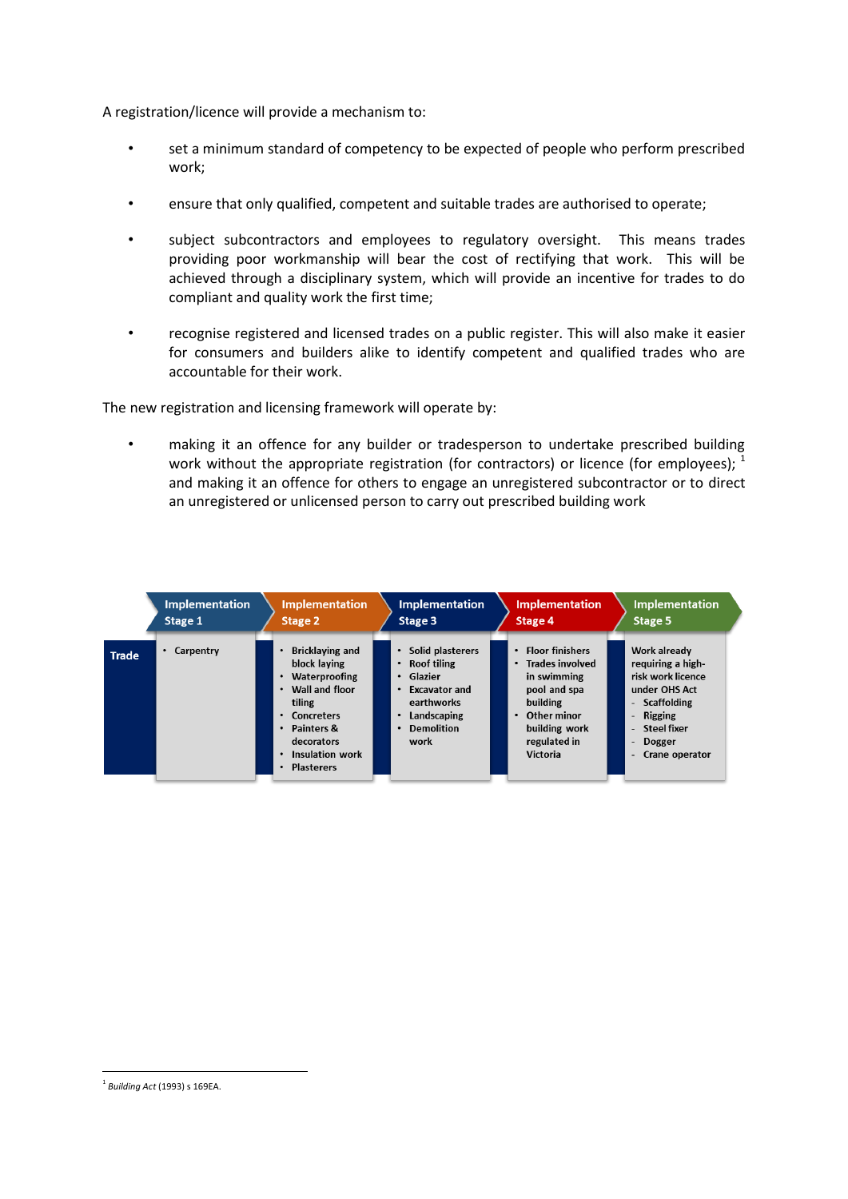A registration/licence will provide a mechanism to:

- set a minimum standard of competency to be expected of people who perform prescribed work;
- ensure that only qualified, competent and suitable trades are authorised to operate;
- subject subcontractors and employees to regulatory oversight. This means trades providing poor workmanship will bear the cost of rectifying that work. This will be achieved through a disciplinary system, which will provide an incentive for trades to do compliant and quality work the first time;
- recognise registered and licensed trades on a public register. This will also make it easier for consumers and builders alike to identify competent and qualified trades who are accountable for their work.

The new registration and licensing framework will operate by:

- making it an offence for any builder or tradesperson to undertake prescribed building work without the appropriate registration (for contractors) or licence (for employees); [1] and making it an offence for others to engage an unregistered subcontractor or to direct an unregistered or unlicensed person to carry out prescribed building work

| | Implementation Stage 1 | Implementation Stage 2 | Implementation Stage 3 | Implementation Stage 4 | Implementation Stage 5 |
|---|---|---|---|---|---|
| **Trade** | • Carpentry | • Bricklaying and block laying<br>• Waterproofing<br>• Wall and floor tiling<br>• Concreters<br>• Painters & decorators<br>• Insulation work<br>• Plasterers | • Solid plasterers<br>• Roof tiling<br>• Glazier<br>• Excavator and earthworks<br>• Landscaping<br>• Demolition work | • Floor finishers<br>• Trades involved in swimming pool and spa building<br>• Other minor building work regulated in Victoria | Work already requiring a high-risk work licence under OHS Act<br>- Scaffolding<br>- Rigging<br>- Steel fixer<br>- Dogger<br>- Crane operator |

[1] *Building Act* (1993) s 169EA.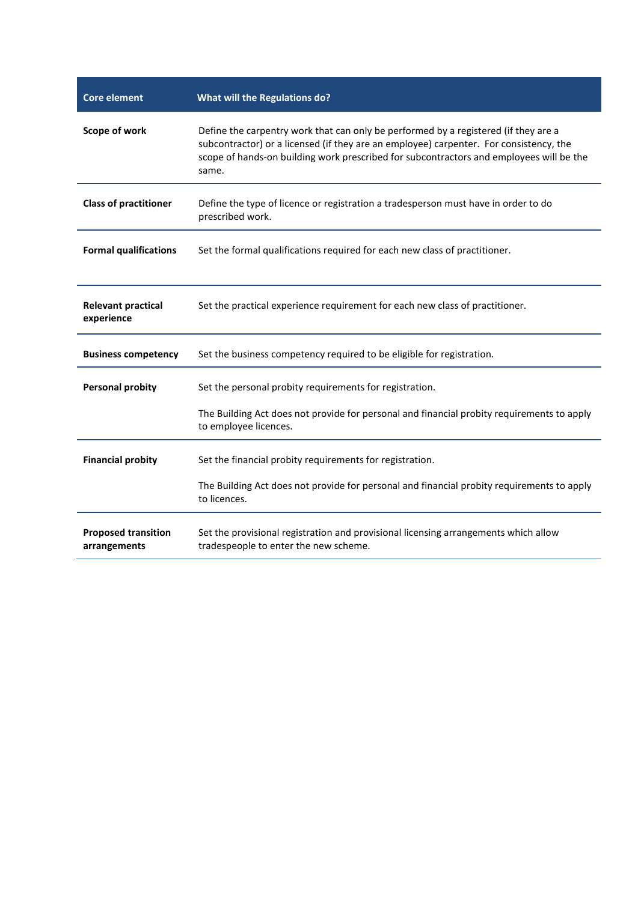| Core element | What will the Regulations do? |
|---|---|
| **Scope of work** | Define the carpentry work that can only be performed by a registered (if they are a subcontractor) or a licensed (if they are an employee) carpenter. For consistency, the scope of hands-on building work prescribed for subcontractors and employees will be the same. |
| **Class of practitioner** | Define the type of licence or registration a tradesperson must have in order to do prescribed work. |
| **Formal qualifications** | Set the formal qualifications required for each new class of practitioner. |
| **Relevant practical experience** | Set the practical experience requirement for each new class of practitioner. |
| **Business competency** | Set the business competency required to be eligible for registration. |
| **Personal probity** | Set the personal probity requirements for registration.<br><br>The Building Act does not provide for personal and financial probity requirements to apply to employee licences. |
| **Financial probity** | Set the financial probity requirements for registration.<br><br>The Building Act does not provide for personal and financial probity requirements to apply to licences. |
| **Proposed transition arrangements** | Set the provisional registration and provisional licensing arrangements which allow tradespeople to enter the new scheme. |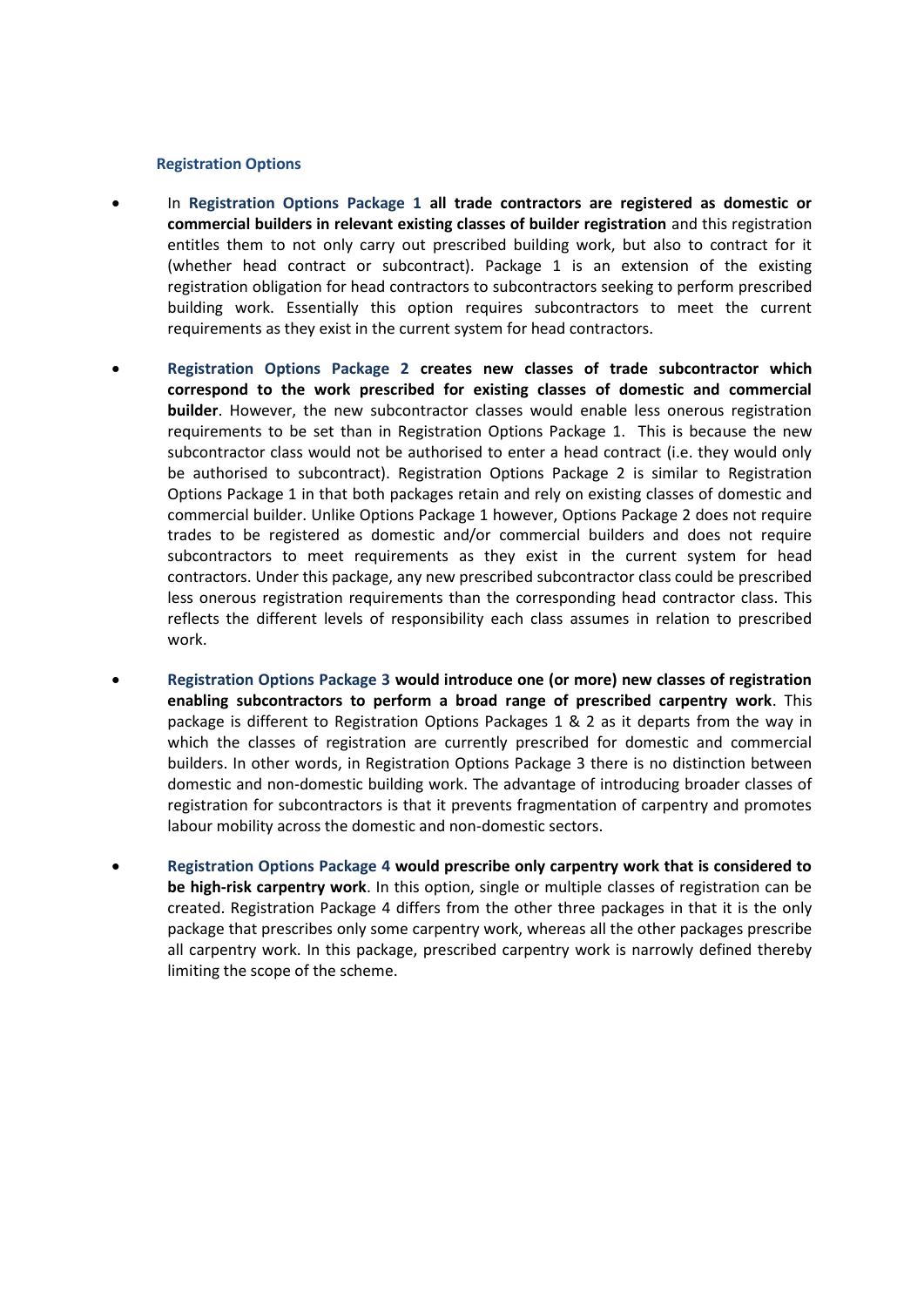### Registration Options

- In **Registration Options Package 1 all trade contractors are registered as domestic or commercial builders in relevant existing classes of builder registration** and this registration entitles them to not only carry out prescribed building work, but also to contract for it (whether head contract or subcontract). Package 1 is an extension of the existing registration obligation for head contractors to subcontractors seeking to perform prescribed building work. Essentially this option requires subcontractors to meet the current requirements as they exist in the current system for head contractors.

- **Registration Options Package 2 creates new classes of trade subcontractor which correspond to the work prescribed for existing classes of domestic and commercial builder**. However, the new subcontractor classes would enable less onerous registration requirements to be set than in Registration Options Package 1. This is because the new subcontractor class would not be authorised to enter a head contract (i.e. they would only be authorised to subcontract). Registration Options Package 2 is similar to Registration Options Package 1 in that both packages retain and rely on existing classes of domestic and commercial builder. Unlike Options Package 1 however, Options Package 2 does not require trades to be registered as domestic and/or commercial builders and does not require subcontractors to meet requirements as they exist in the current system for head contractors. Under this package, any new prescribed subcontractor class could be prescribed less onerous registration requirements than the corresponding head contractor class. This reflects the different levels of responsibility each class assumes in relation to prescribed work.

- **Registration Options Package 3 would introduce one (or more) new classes of registration enabling subcontractors to perform a broad range of prescribed carpentry work**. This package is different to Registration Options Packages 1 & 2 as it departs from the way in which the classes of registration are currently prescribed for domestic and commercial builders. In other words, in Registration Options Package 3 there is no distinction between domestic and non-domestic building work. The advantage of introducing broader classes of registration for subcontractors is that it prevents fragmentation of carpentry and promotes labour mobility across the domestic and non-domestic sectors.

- **Registration Package 4 would prescribe only carpentry work that is considered to be high-risk carpentry work**. In this option, single or multiple classes of registration can be created. Registration Package 4 differs from the other three packages in that it is the only package that prescribes only some carpentry work, whereas all the other packages prescribe all carpentry work. In this package, prescribed carpentry work is narrowly defined thereby limiting the scope of the scheme.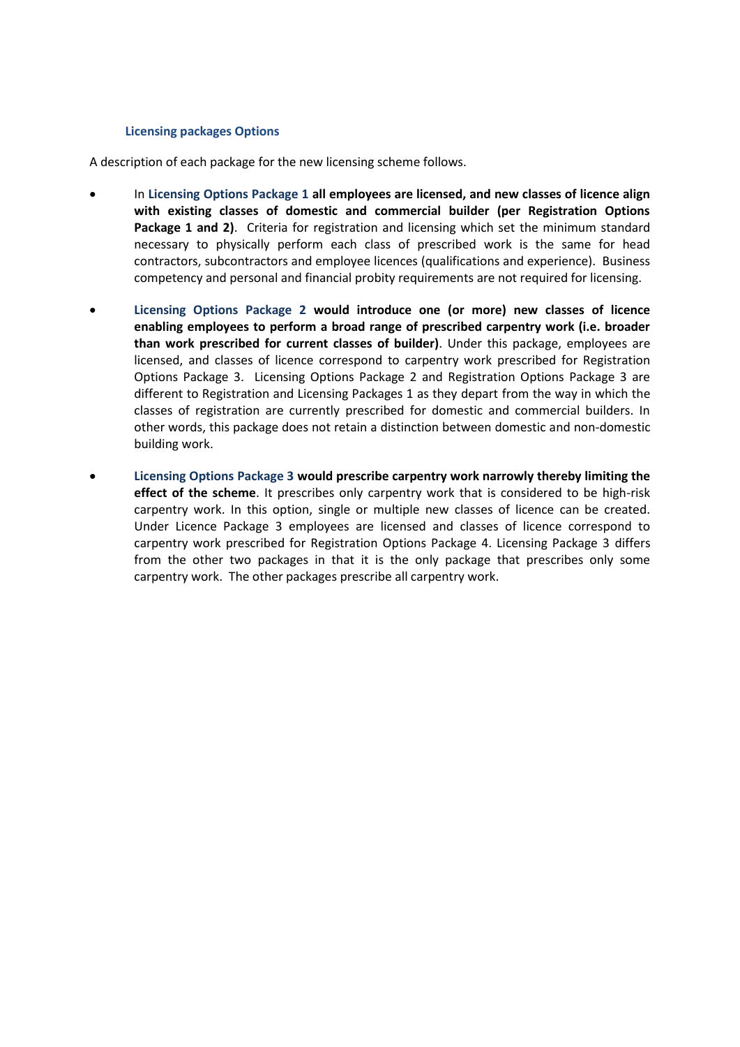### Licensing packages Options

A description of each package for the new licensing scheme follows.

- In **Licensing Options Package 1 all employees are licensed, and new classes of licence align with existing classes of domestic and commercial builder (per Registration Options Package 1 and 2)**. Criteria for registration and licensing which set the minimum standard necessary to physically perform each class of prescribed work is the same for head contractors, subcontractors and employee licences (qualifications and experience). Business competency and personal and financial probity requirements are not required for licensing.

- **Licensing Options Package 2 would introduce one (or more) new classes of licence enabling employees to perform a broad range of prescribed carpentry work (i.e. broader than work prescribed for current classes of builder)**. Under this package, employees are licensed, and classes of licence correspond to carpentry work prescribed for Registration Options Package 3. Licensing Options Package 2 and Registration Options Package 3 are different to Registration and Licensing Packages 1 as they depart from the way in which the classes of registration are currently prescribed for domestic and commercial builders. In other words, this package does not retain a distinction between domestic and non-domestic building work.

- **Licensing Options Package 3 would prescribe carpentry work narrowly thereby limiting the effect of the scheme**. It prescribes only carpentry work that is considered to be high-risk carpentry work. In this option, single or multiple new classes of licence can be created. Under Licence Package 3 employees are licensed and classes of licence correspond to carpentry work prescribed for Registration Options Package 4. Licensing Package 3 differs from the other two packages in that it is the only package that prescribes only some carpentry work. The other packages prescribe all carpentry work.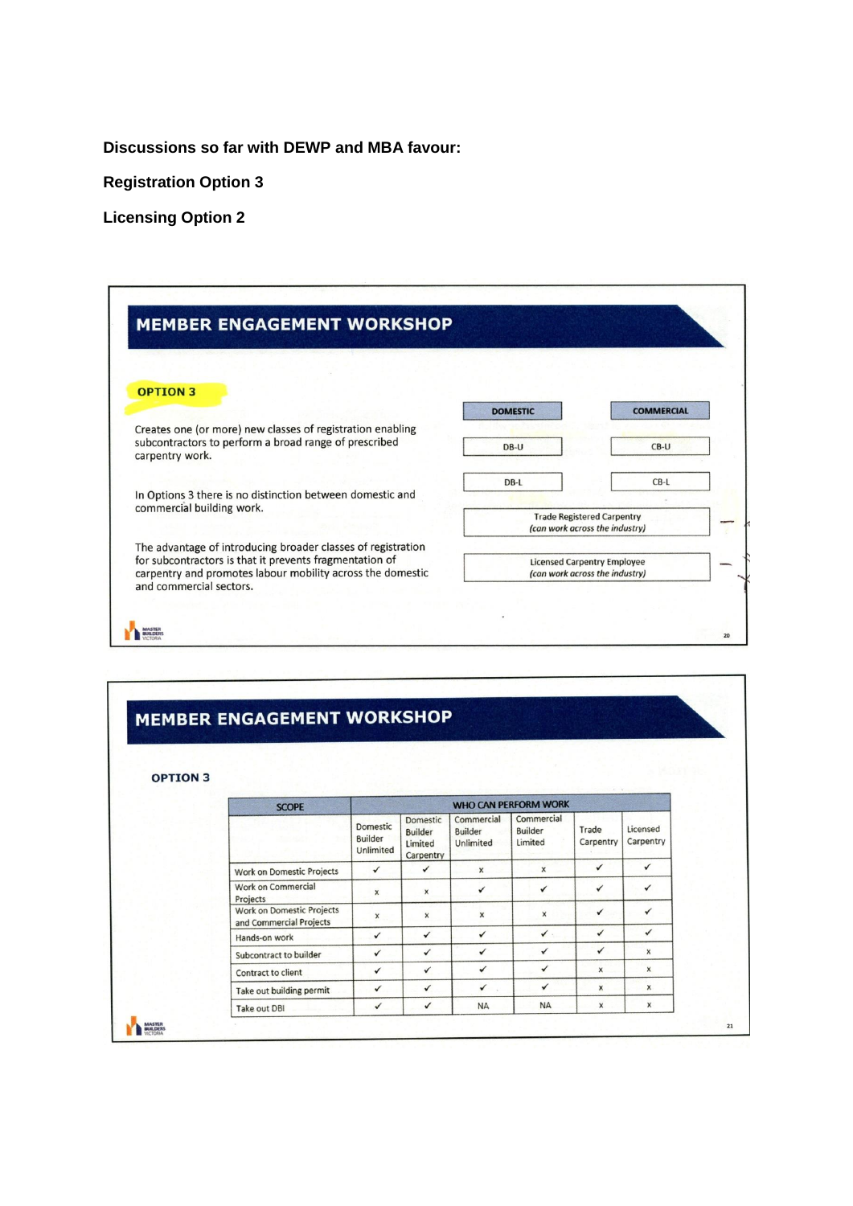**Discussions so far with DEWP and MBA favour:**

**Registration Option 3**

**Licensing Option 2**

## MEMBER ENGAGEMENT WORKSHOP

### OPTION 3

Creates one (or more) new classes of registration enabling subcontractors to perform a broad range of prescribed carpentry work.

In Options 3 there is no distinction between domestic and commercial building work.

The advantage of introducing broader classes of registration for subcontractors is that it prevents fragmentation of carpentry and promotes labour mobility across the domestic and commercial sectors.

| DOMESTIC | COMMERCIAL |
|---|---|
| DB-U | CB-U |
| DB-L | CB-L |
| Trade Registered Carpentry *(can work across the industry)* | |
| Licensed Carpentry Employee *(can work across the industry)* | |

## MEMBER ENGAGEMENT WORKSHOP

### OPTION 3

| SCOPE | WHO CAN PERFORM WORK | | | | | |
|---|---|---|---|---|---|---|
| | Domestic Builder Unlimited | Domestic Builder Limited Carpentry | Commercial Builder Unlimited | Commercial Builder Limited | Trade Carpentry | Licensed Carpentry |
| Work on Domestic Projects | ✓ | ✓ | x | x | ✓ | ✓ |
| Work on Commercial Projects | x | x | ✓ | ✓ | ✓ | ✓ |
| Work on Domestic Projects and Commercial Projects | x | x | x | x | ✓ | ✓ |
| Hands-on work | ✓ | ✓ | ✓ | ✓ | ✓ | ✓ |
| Subcontract to builder | ✓ | ✓ | ✓ | ✓ | ✓ | x |
| Contract to client | ✓ | ✓ | ✓ | ✓ | x | x |
| Take out building permit | ✓ | ✓ | ✓ | ✓ | x | x |
| Take out DBI | ✓ | ✓ | NA | NA | x | x |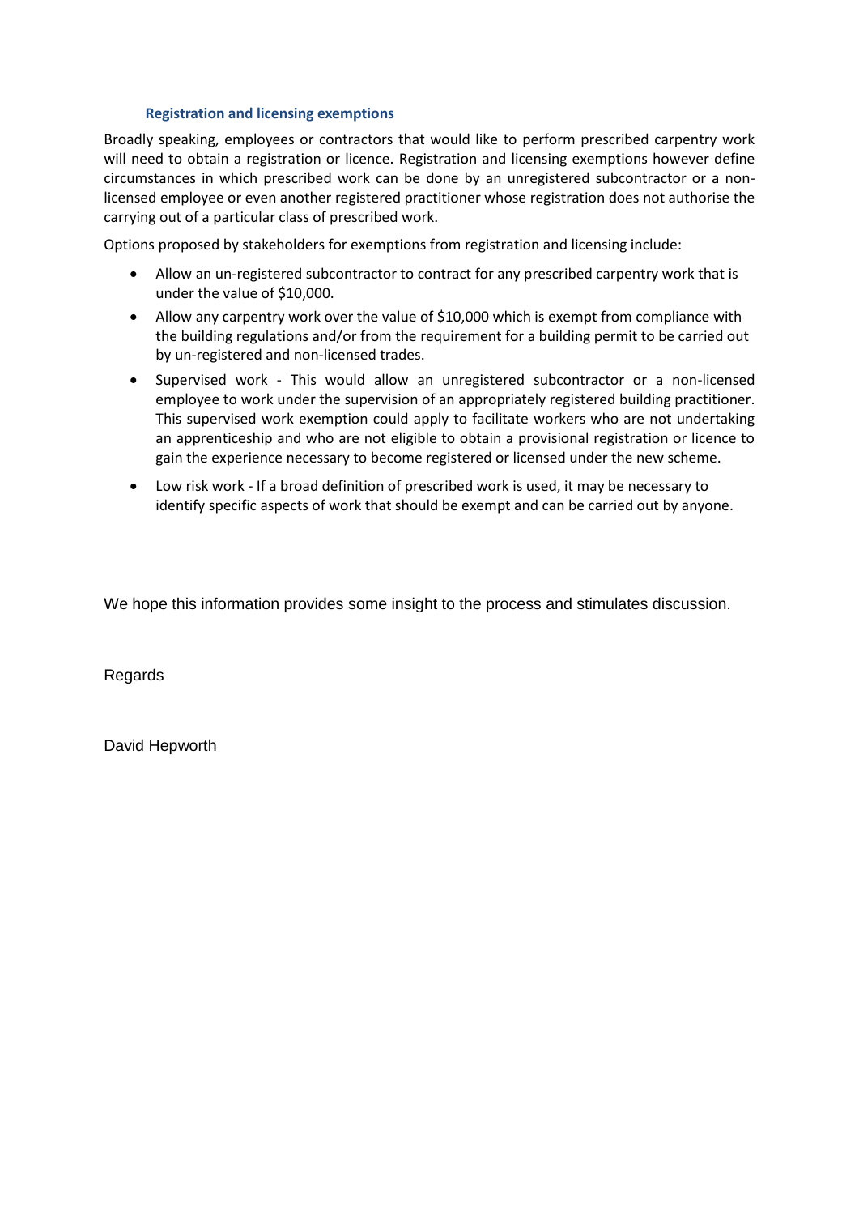### Registration and licensing exemptions

Broadly speaking, employees or contractors that would like to perform prescribed carpentry work will need to obtain a registration or licence. Registration and licensing exemptions however define circumstances in which prescribed work can be done by an unregistered subcontractor or a non-licensed employee or even another registered practitioner whose registration does not authorise the carrying out of a particular class of prescribed work.

Options proposed by stakeholders for exemptions from registration and licensing include:

- Allow an un-registered subcontractor to contract for any prescribed carpentry work that is under the value of $10,000.
- Allow any carpentry work over the value of $10,000 which is exempt from compliance with the building regulations and/or from the requirement for a building permit to be carried out by un-registered and non-licensed trades.
- Supervised work - This would allow an unregistered subcontractor or a non-licensed employee to work under the supervision of an appropriately registered building practitioner. This supervised work exemption could apply to facilitate workers who are not undertaking an apprenticeship and who are not eligible to obtain a provisional registration or licence to gain the experience necessary to become registered or licensed under the new scheme.
- Low risk work - If a broad definition of prescribed work is used, it may be necessary to identify specific aspects of work that should be exempt and can be carried out by anyone.

We hope this information provides some insight to the process and stimulates discussion.

Regards

David Hepworth